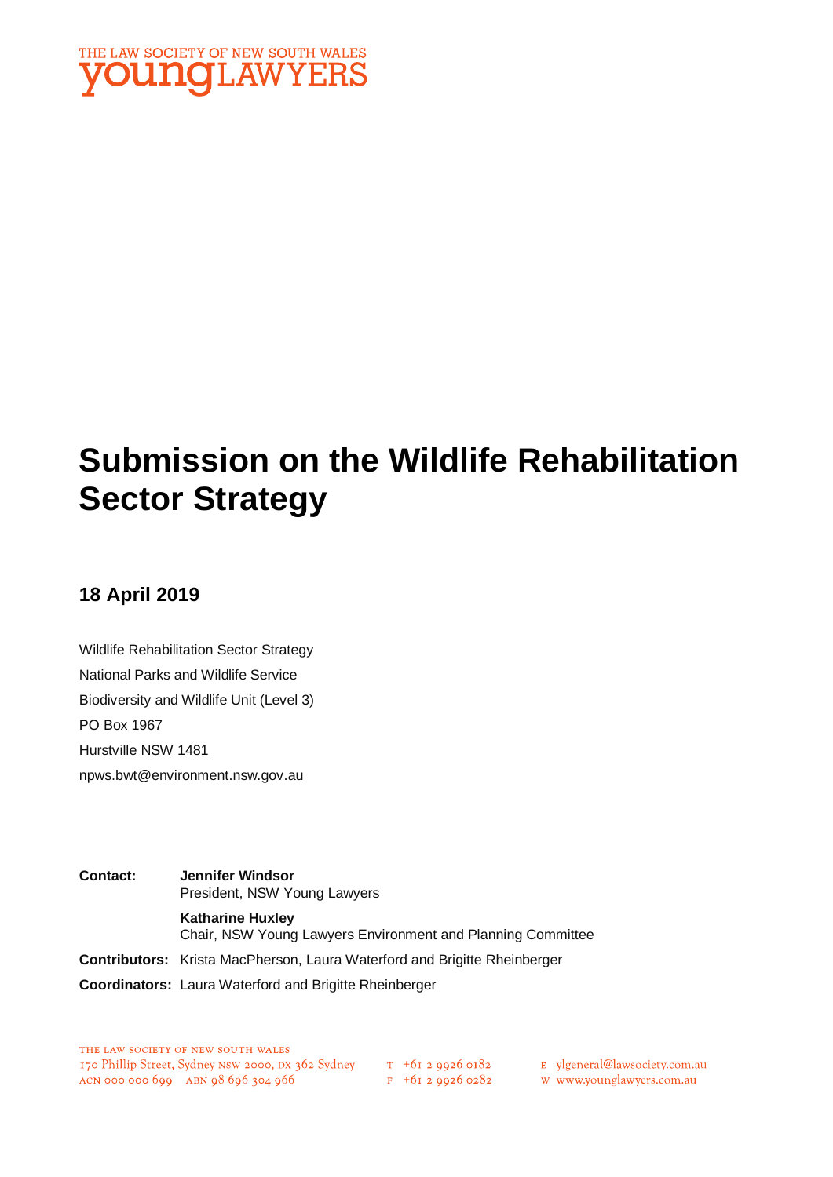THE LAW SOCIETY OF NEW SOUTH WALES
**youngLAWYERS**

# Submission on the Wildlife Rehabilitation Sector Strategy

## 18 April 2019

Wildlife Rehabilitation Sector Strategy
National Parks and Wildlife Service
Biodiversity and Wildlife Unit (Level 3)
PO Box 1967
Hurstville NSW 1481
npws.bwt@environment.nsw.gov.au

**Contact:** **Jennifer Windsor**
President, NSW Young Lawyers

**Katharine Huxley**
Chair, NSW Young Lawyers Environment and Planning Committee

**Contributors:** Krista MacPherson, Laura Waterford and Brigitte Rheinberger

**Coordinators:** Laura Waterford and Brigitte Rheinberger

THE LAW SOCIETY OF NEW SOUTH WALES
170 Phillip Street, Sydney NSW 2000, DX 362 Sydney
ACN 000 000 699 ABN 98 696 304 966
T +61 2 9926 0182
F +61 2 9926 0282
E ylgeneral@lawsociety.com.au
W www.younglawyers.com.au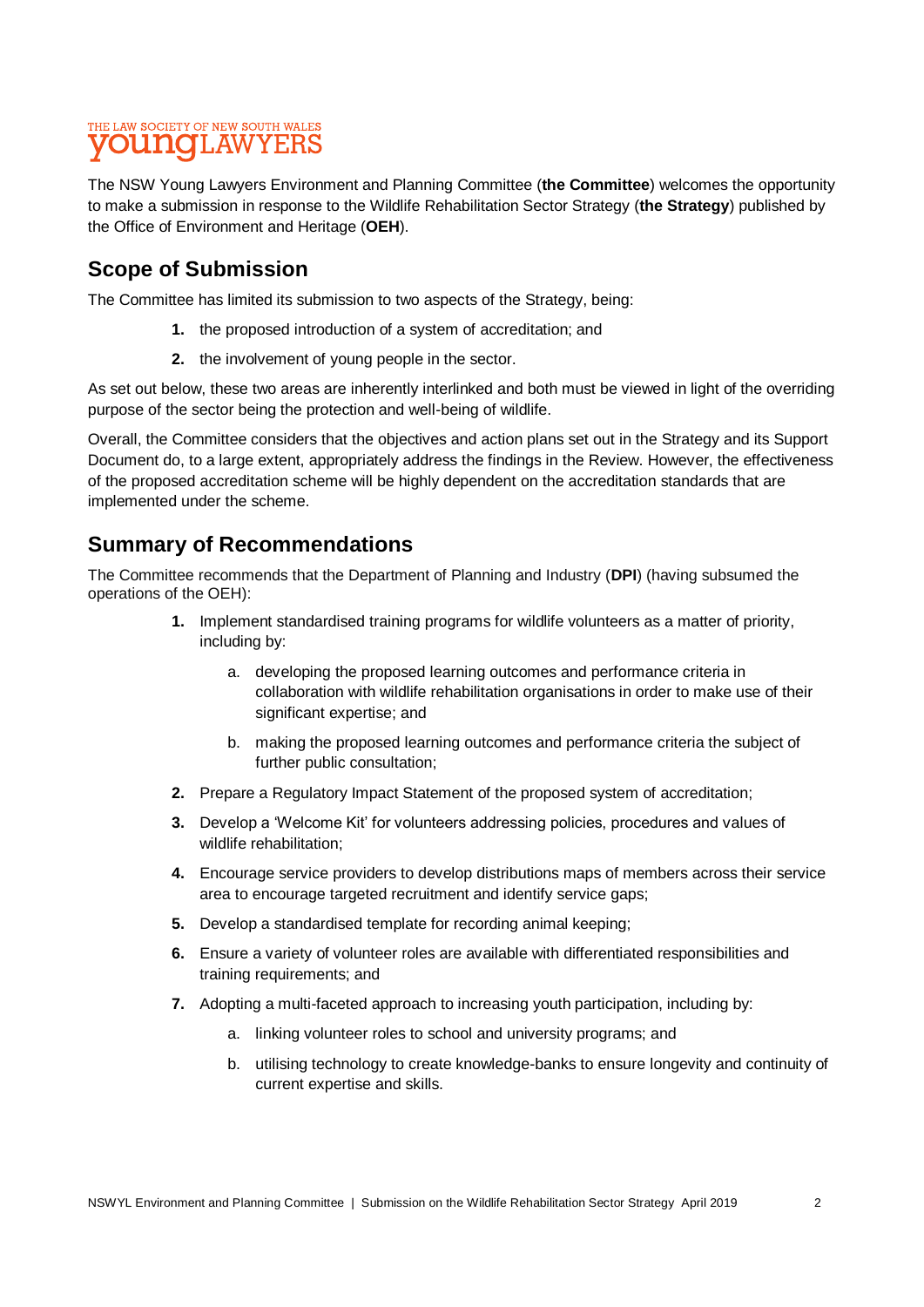The NSW Young Lawyers Environment and Planning Committee (**the Committee**) welcomes the opportunity to make a submission in response to the Wildlife Rehabilitation Sector Strategy (**the Strategy**) published by the Office of Environment and Heritage (**OEH**).

## Scope of Submission

The Committee has limited its submission to two aspects of the Strategy, being:

1. the proposed introduction of a system of accreditation; and
2. the involvement of young people in the sector.

As set out below, these two areas are inherently interlinked and both must be viewed in light of the overriding purpose of the sector being the protection and well-being of wildlife.

Overall, the Committee considers that the objectives and action plans set out in the Strategy and its Support Document do, to a large extent, appropriately address the findings in the Review. However, the effectiveness of the proposed accreditation scheme will be highly dependent on the accreditation standards that are implemented under the scheme.

## Summary of Recommendations

The Committee recommends that the Department of Planning and Industry (**DPI**) (having subsumed the operations of the OEH):

1. Implement standardised training programs for wildlife volunteers as a matter of priority, including by:
    a. developing the proposed learning outcomes and performance criteria in collaboration with wildlife rehabilitation organisations in order to make use of their significant expertise; and
    b. making the proposed learning outcomes and performance criteria the subject of further public consultation;
2. Prepare a Regulatory Impact Statement of the proposed system of accreditation;
3. Develop a 'Welcome Kit' for volunteers addressing policies, procedures and values of wildlife rehabilitation;
4. Encourage service providers to develop distributions maps of members across their service area to encourage targeted recruitment and identify service gaps;
5. Develop a standardised template for recording animal keeping;
6. Ensure a variety of volunteer roles are available with differentiated responsibilities and training requirements; and
7. Adopting a multi-faceted approach to increasing youth participation, including by:
    a. linking volunteer roles to school and university programs; and
    b. utilising technology to create knowledge-banks to ensure longevity and continuity of current expertise and skills.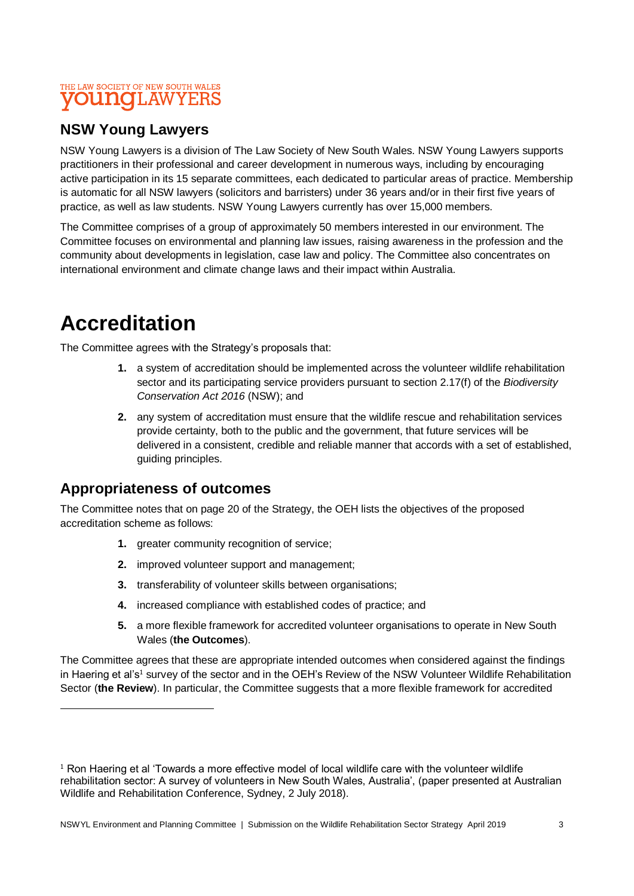THE LAW SOCIETY OF NEW SOUTH WALES
youngLAWYERS

## NSW Young Lawyers

NSW Young Lawyers is a division of The Law Society of New South Wales. NSW Young Lawyers supports practitioners in their professional and career development in numerous ways, including by encouraging active participation in its 15 separate committees, each dedicated to particular areas of practice. Membership is automatic for all NSW lawyers (solicitors and barristers) under 36 years and/or in their first five years of practice, as well as law students. NSW Young Lawyers currently has over 15,000 members.

The Committee comprises of a group of approximately 50 members interested in our environment. The Committee focuses on environmental and planning law issues, raising awareness in the profession and the community about developments in legislation, case law and policy. The Committee also concentrates on international environment and climate change laws and their impact within Australia.

# Accreditation

The Committee agrees with the Strategy's proposals that:

1. a system of accreditation should be implemented across the volunteer wildlife rehabilitation sector and its participating service providers pursuant to section 2.17(f) of the *Biodiversity Conservation Act 2016* (NSW); and
2. any system of accreditation must ensure that the wildlife rescue and rehabilitation services provide certainty, both to the public and the government, that future services will be delivered in a consistent, credible and reliable manner that accords with a set of established, guiding principles.

## Appropriateness of outcomes

The Committee notes that on page 20 of the Strategy, the OEH lists the objectives of the proposed accreditation scheme as follows:

1. greater community recognition of service;
2. improved volunteer support and management;
3. transferability of volunteer skills between organisations;
4. increased compliance with established codes of practice; and
5. a more flexible framework for accredited volunteer organisations to operate in New South Wales (**the Outcomes**).

The Committee agrees that these are appropriate intended outcomes when considered against the findings in Haering et al's[1] survey of the sector and in the OEH's Review of the NSW Volunteer Wildlife Rehabilitation Sector (**the Review**). In particular, the Committee suggests that a more flexible framework for accredited

[1] Ron Haering et al 'Towards a more effective model of local wildlife care with the volunteer wildlife rehabilitation sector: A survey of volunteers in New South Wales, Australia', (paper presented at Australian Wildlife and Rehabilitation Conference, Sydney, 2 July 2018).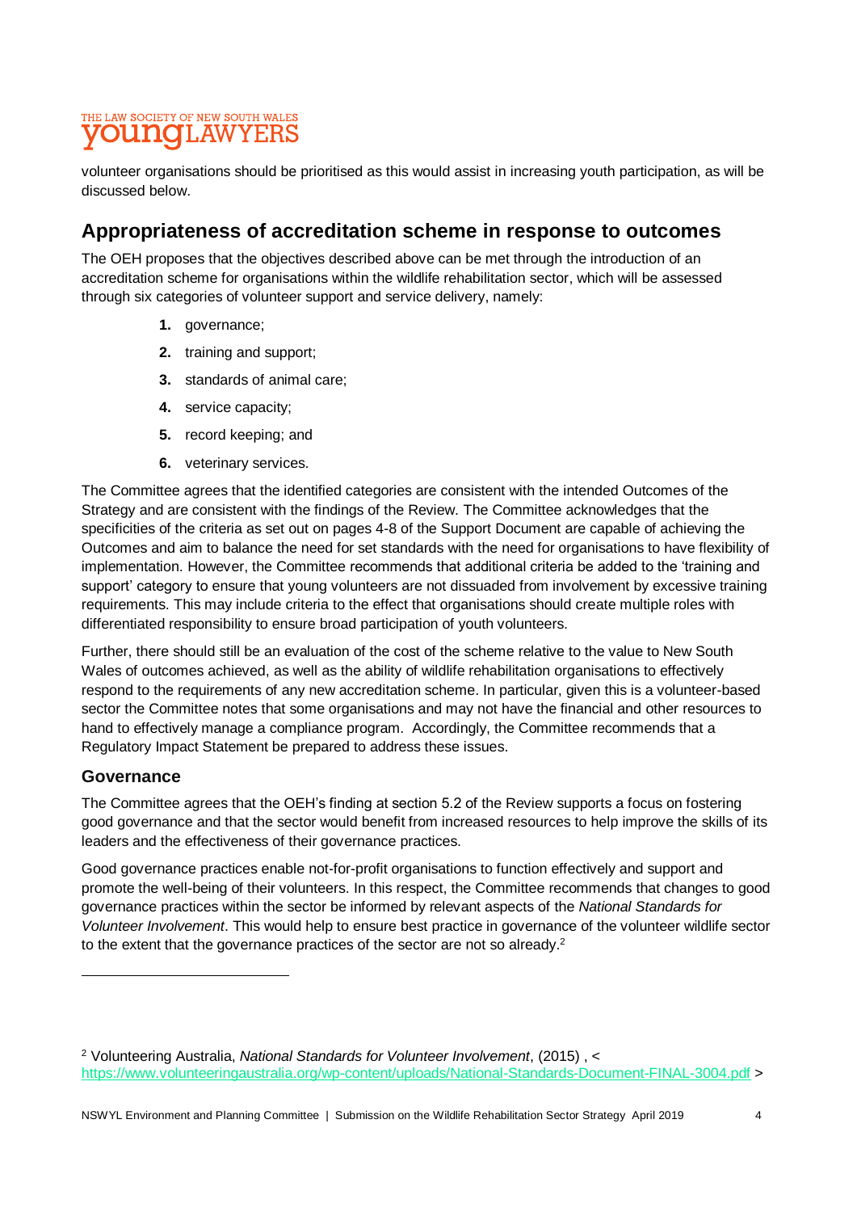volunteer organisations should be prioritised as this would assist in increasing youth participation, as will be discussed below.

## Appropriateness of accreditation scheme in response to outcomes

The OEH proposes that the objectives described above can be met through the introduction of an accreditation scheme for organisations within the wildlife rehabilitation sector, which will be assessed through six categories of volunteer support and service delivery, namely:

1. governance;
2. training and support;
3. standards of animal care;
4. service capacity;
5. record keeping; and
6. veterinary services.

The Committee agrees that the identified categories are consistent with the intended Outcomes of the Strategy and are consistent with the findings of the Review. The Committee acknowledges that the specificities of the criteria as set out on pages 4-8 of the Support Document are capable of achieving the Outcomes and aim to balance the need for set standards with the need for organisations to have flexibility of implementation. However, the Committee recommends that additional criteria be added to the 'training and support' category to ensure that young volunteers are not dissuaded from involvement by excessive training requirements. This may include criteria to the effect that organisations should create multiple roles with differentiated responsibility to ensure broad participation of youth volunteers.

Further, there should still be an evaluation of the cost of the scheme relative to the value to New South Wales of outcomes achieved, as well as the ability of wildlife rehabilitation organisations to effectively respond to the requirements of any new accreditation scheme. In particular, given this is a volunteer-based sector the Committee notes that some organisations and may not have the financial and other resources to hand to effectively manage a compliance program. Accordingly, the Committee recommends that a Regulatory Impact Statement be prepared to address these issues.

### Governance

The Committee agrees that the OEH's finding at section 5.2 of the Review supports a focus on fostering good governance and that the sector would benefit from increased resources to help improve the skills of its leaders and the effectiveness of their governance practices.

Good governance practices enable not-for-profit organisations to function effectively and support and promote the well-being of their volunteers. In this respect, the Committee recommends that changes to good governance practices within the sector be informed by relevant aspects of the *National Standards for Volunteer Involvement*. This would help to ensure best practice in governance of the volunteer wildlife sector to the extent that the governance practices of the sector are not so already.[2]

---

[2] Volunteering Australia, *National Standards for Volunteer Involvement*, (2015) , < https://www.volunteeringaustralia.org/wp-content/uploads/National-Standards-Document-FINAL-3004.pdf >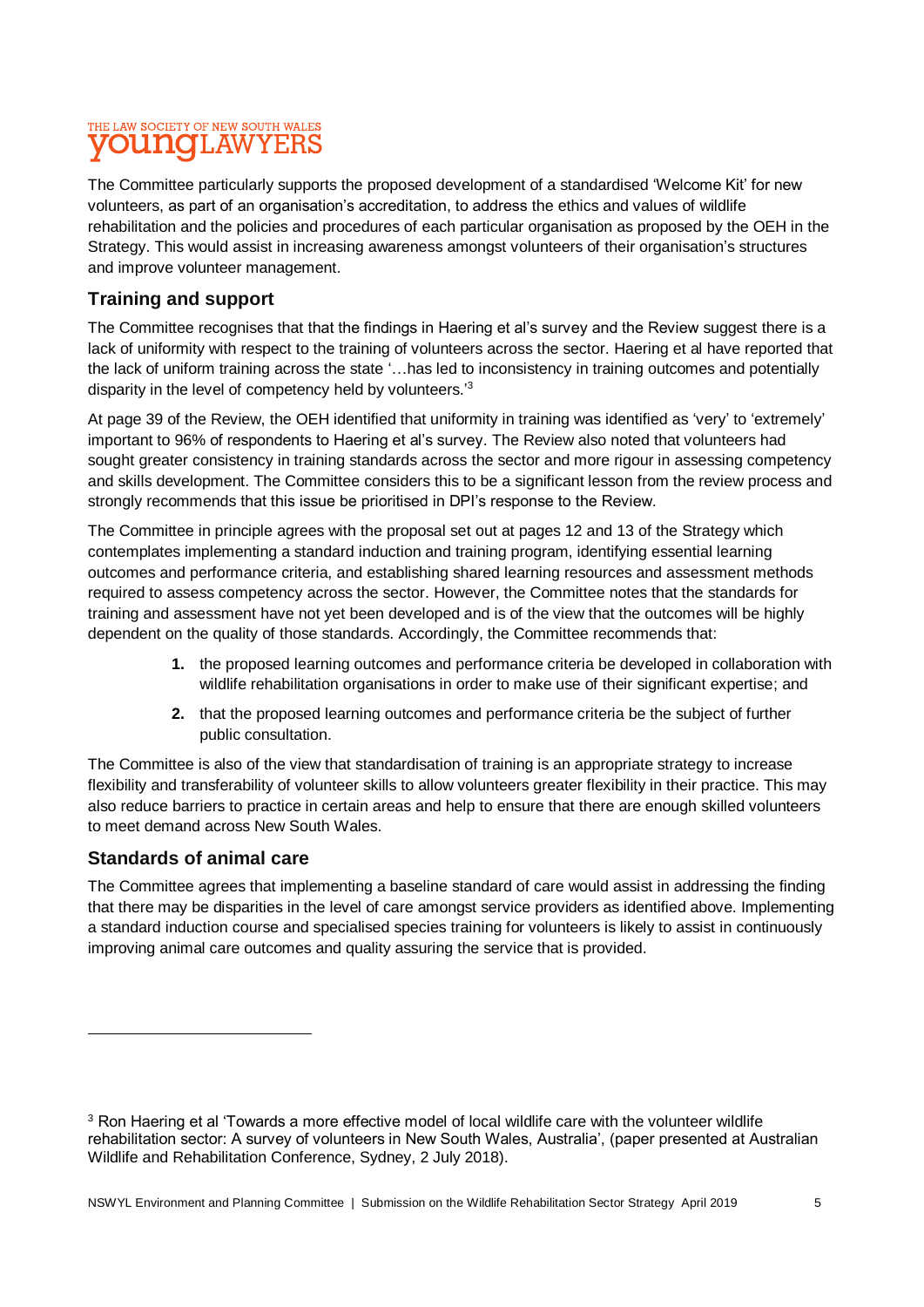The Committee particularly supports the proposed development of a standardised 'Welcome Kit' for new volunteers, as part of an organisation's accreditation, to address the ethics and values of wildlife rehabilitation and the policies and procedures of each particular organisation as proposed by the OEH in the Strategy. This would assist in increasing awareness amongst volunteers of their organisation's structures and improve volunteer management.

## Training and support

The Committee recognises that that the findings in Haering et al's survey and the Review suggest there is a lack of uniformity with respect to the training of volunteers across the sector. Haering et al have reported that the lack of uniform training across the state '…has led to inconsistency in training outcomes and potentially disparity in the level of competency held by volunteers.'[3]

At page 39 of the Review, the OEH identified that uniformity in training was identified as 'very' to 'extremely' important to 96% of respondents to Haering et al's survey. The Review also noted that volunteers had sought greater consistency in training standards across the sector and more rigour in assessing competency and skills development. The Committee considers this to be a significant lesson from the review process and strongly recommends that this issue be prioritised in DPI's response to the Review.

The Committee in principle agrees with the proposal set out at pages 12 and 13 of the Strategy which contemplates implementing a standard induction and training program, identifying essential learning outcomes and performance criteria, and establishing shared learning resources and assessment methods required to assess competency across the sector. However, the Committee notes that the standards for training and assessment have not yet been developed and is of the view that the outcomes will be highly dependent on the quality of those standards. Accordingly, the Committee recommends that:

1. the proposed learning outcomes and performance criteria be developed in collaboration with wildlife rehabilitation organisations in order to make use of their significant expertise; and
2. that the proposed learning outcomes and performance criteria be the subject of further public consultation.

The Committee is also of the view that standardisation of training is an appropriate strategy to increase flexibility and transferability of volunteer skills to allow volunteers greater flexibility in their practice. This may also reduce barriers to practice in certain areas and help to ensure that there are enough skilled volunteers to meet demand across New South Wales.

## Standards of animal care

The Committee agrees that implementing a baseline standard of care would assist in addressing the finding that there may be disparities in the level of care amongst service providers as identified above. Implementing a standard induction course and specialised species training for volunteers is likely to assist in continuously improving animal care outcomes and quality assuring the service that is provided.

---

[3] Ron Haering et al 'Towards a more effective model of local wildlife care with the volunteer wildlife rehabilitation sector: A survey of volunteers in New South Wales, Australia', (paper presented at Australian Wildlife and Rehabilitation Conference, Sydney, 2 July 2018).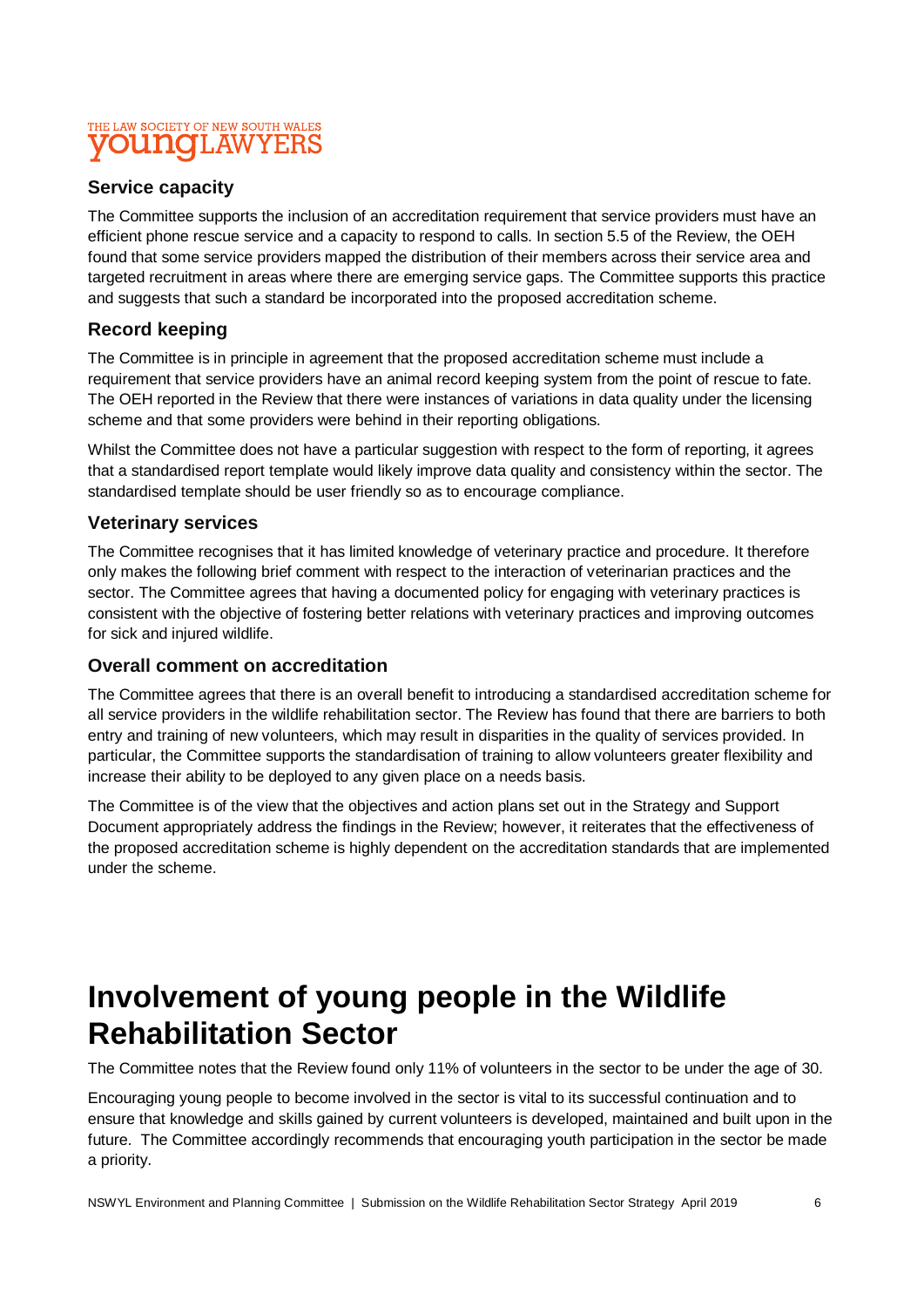### Service capacity

The Committee supports the inclusion of an accreditation requirement that service providers must have an efficient phone rescue service and a capacity to respond to calls. In section 5.5 of the Review, the OEH found that some service providers mapped the distribution of their members across their service area and targeted recruitment in areas where there are emerging service gaps. The Committee supports this practice and suggests that such a standard be incorporated into the proposed accreditation scheme.

### Record keeping

The Committee is in principle in agreement that the proposed accreditation scheme must include a requirement that service providers have an animal record keeping system from the point of rescue to fate. The OEH reported in the Review that there were instances of variations in data quality under the licensing scheme and that some providers were behind in their reporting obligations.

Whilst the Committee does not have a particular suggestion with respect to the form of reporting, it agrees that a standardised report template would likely improve data quality and consistency within the sector. The standardised template should be user friendly so as to encourage compliance.

### Veterinary services

The Committee recognises that it has limited knowledge of veterinary practice and procedure. It therefore only makes the following brief comment with respect to the interaction of veterinarian practices and the sector. The Committee agrees that having a documented policy for engaging with veterinary practices is consistent with the objective of fostering better relations with veterinary practices and improving outcomes for sick and injured wildlife.

### Overall comment on accreditation

The Committee agrees that there is an overall benefit to introducing a standardised accreditation scheme for all service providers in the wildlife rehabilitation sector. The Review has found that there are barriers to both entry and training of new volunteers, which may result in disparities in the quality of services provided. In particular, the Committee supports the standardisation of training to allow volunteers greater flexibility and increase their ability to be deployed to any given place on a needs basis.

The Committee is of the view that the objectives and action plans set out in the Strategy and Support Document appropriately address the findings in the Review; however, it reiterates that the effectiveness of the proposed accreditation scheme is highly dependent on the accreditation standards that are implemented under the scheme.

# Involvement of young people in the Wildlife Rehabilitation Sector

The Committee notes that the Review found only 11% of volunteers in the sector to be under the age of 30.

Encouraging young people to become involved in the sector is vital to its successful continuation and to ensure that knowledge and skills gained by current volunteers is developed, maintained and built upon in the future. The Committee accordingly recommends that encouraging youth participation in the sector be made a priority.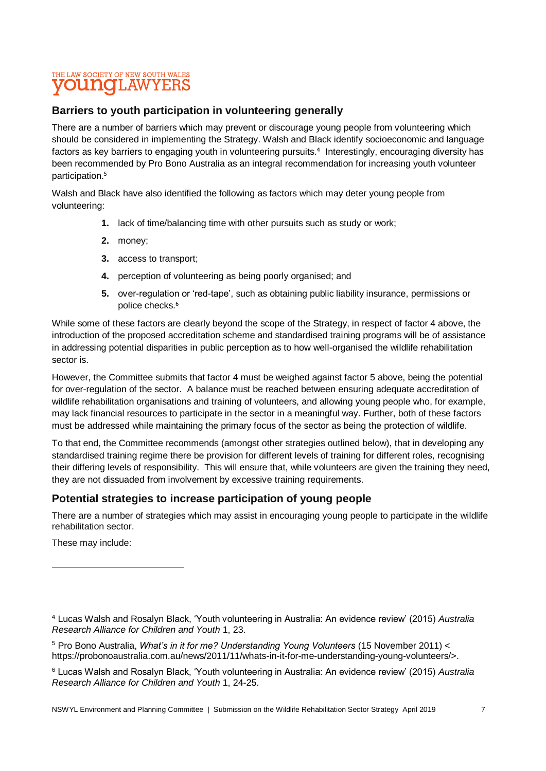## Barriers to youth participation in volunteering generally

There are a number of barriers which may prevent or discourage young people from volunteering which should be considered in implementing the Strategy. Walsh and Black identify socioeconomic and language factors as key barriers to engaging youth in volunteering pursuits.[4] Interestingly, encouraging diversity has been recommended by Pro Bono Australia as an integral recommendation for increasing youth volunteer participation.[5]

Walsh and Black have also identified the following as factors which may deter young people from volunteering:

1. lack of time/balancing time with other pursuits such as study or work;
2. money;
3. access to transport;
4. perception of volunteering as being poorly organised; and
5. over-regulation or 'red-tape', such as obtaining public liability insurance, permissions or police checks.[6]

While some of these factors are clearly beyond the scope of the Strategy, in respect of factor 4 above, the introduction of the proposed accreditation scheme and standardised training programs will be of assistance in addressing potential disparities in public perception as to how well-organised the wildlife rehabilitation sector is.

However, the Committee submits that factor 4 must be weighed against factor 5 above, being the potential for over-regulation of the sector. A balance must be reached between ensuring adequate accreditation of wildlife rehabilitation organisations and training of volunteers, and allowing young people who, for example, may lack financial resources to participate in the sector in a meaningful way. Further, both of these factors must be addressed while maintaining the primary focus of the sector as being the protection of wildlife.

To that end, the Committee recommends (amongst other strategies outlined below), that in developing any standardised training regime there be provision for different levels of training for different roles, recognising their differing levels of responsibility. This will ensure that, while volunteers are given the training they need, they are not dissuaded from involvement by excessive training requirements.

## Potential strategies to increase participation of young people

There are a number of strategies which may assist in encouraging young people to participate in the wildlife rehabilitation sector.

These may include:

---

[4] Lucas Walsh and Rosalyn Black, 'Youth volunteering in Australia: An evidence review' (2015) *Australia Research Alliance for Children and Youth* 1, 23.

[5] Pro Bono Australia, *What's in it for me? Understanding Young Volunteers* (15 November 2011) < https://probonoaustralia.com.au/news/2011/11/whats-in-it-for-me-understanding-young-volunteers/>.

[6] Lucas Walsh and Rosalyn Black, 'Youth volunteering in Australia: An evidence review' (2015) *Australia Research Alliance for Children and Youth* 1, 24-25.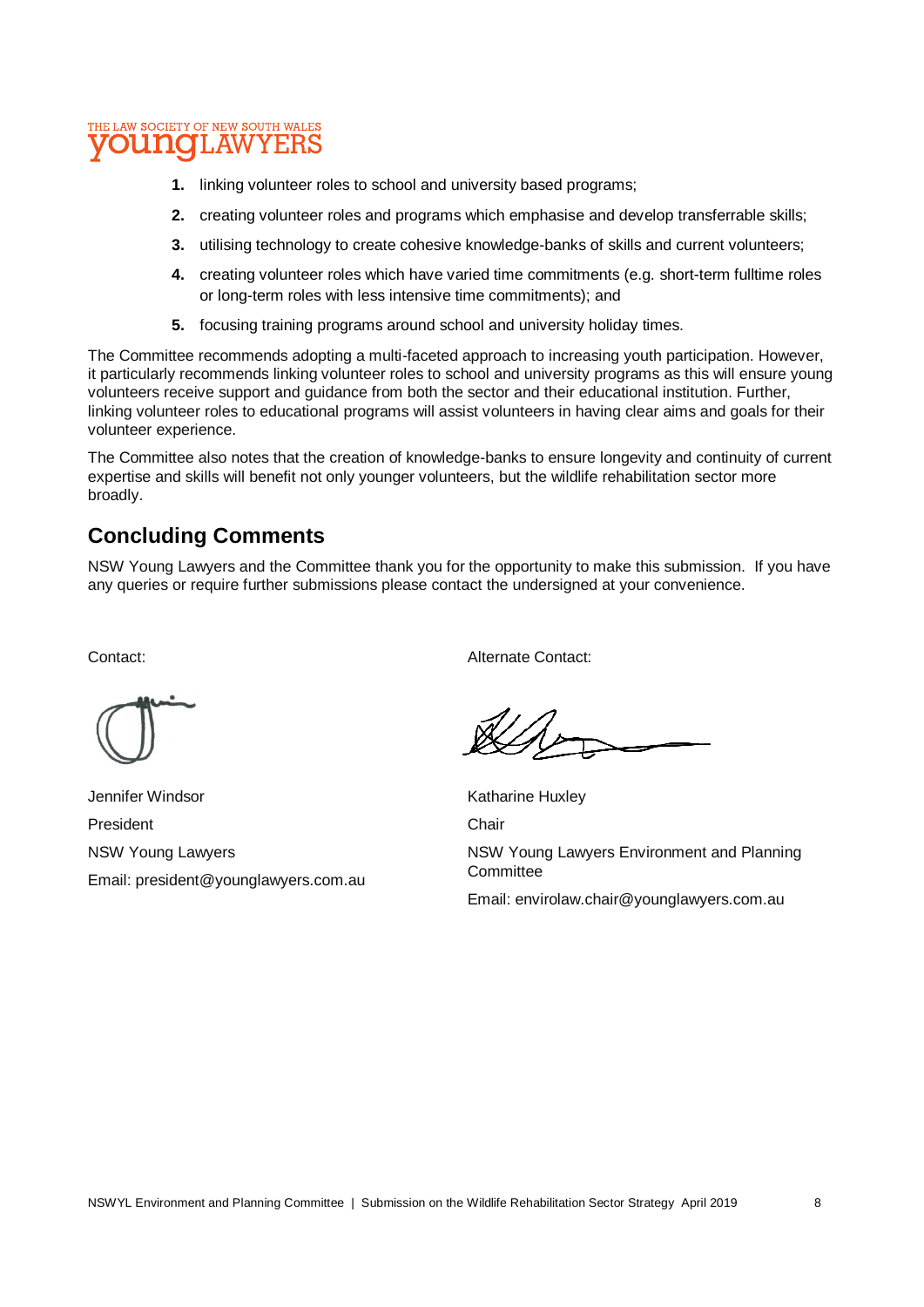1. linking volunteer roles to school and university based programs;
2. creating volunteer roles and programs which emphasise and develop transferrable skills;
3. utilising technology to create cohesive knowledge-banks of skills and current volunteers;
4. creating volunteer roles which have varied time commitments (e.g. short-term fulltime roles or long-term roles with less intensive time commitments); and
5. focusing training programs around school and university holiday times.

The Committee recommends adopting a multi-faceted approach to increasing youth participation. However, it particularly recommends linking volunteer roles to school and university programs as this will ensure young volunteers receive support and guidance from both the sector and their educational institution. Further, linking volunteer roles to educational programs will assist volunteers in having clear aims and goals for their volunteer experience.

The Committee also notes that the creation of knowledge-banks to ensure longevity and continuity of current expertise and skills will benefit not only younger volunteers, but the wildlife rehabilitation sector more broadly.

## Concluding Comments

NSW Young Lawyers and the Committee thank you for the opportunity to make this submission. If you have any queries or require further submissions please contact the undersigned at your convenience.

Contact:

Jennifer Windsor

President

NSW Young Lawyers

Email: president@younglawyers.com.au

Alternate Contact:

Katharine Huxley

Chair

NSW Young Lawyers Environment and Planning Committee

Email: envirolaw.chair@younglawyers.com.au